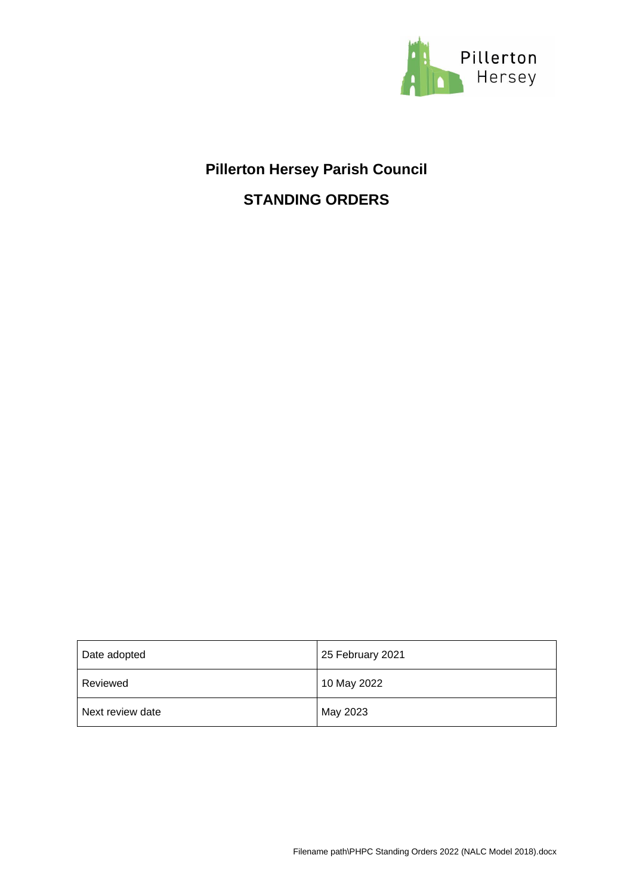# Pillerton Hersey Parish Council

## STANDING ORDERS

| Date adopted | 25 February 2021 |
| --- | --- |
| Reviewed | 10 May 2022 |
| Next review date | May 2023 |

Filename path\PHPC Standing Orders 2022 (NALC Model 2018).docx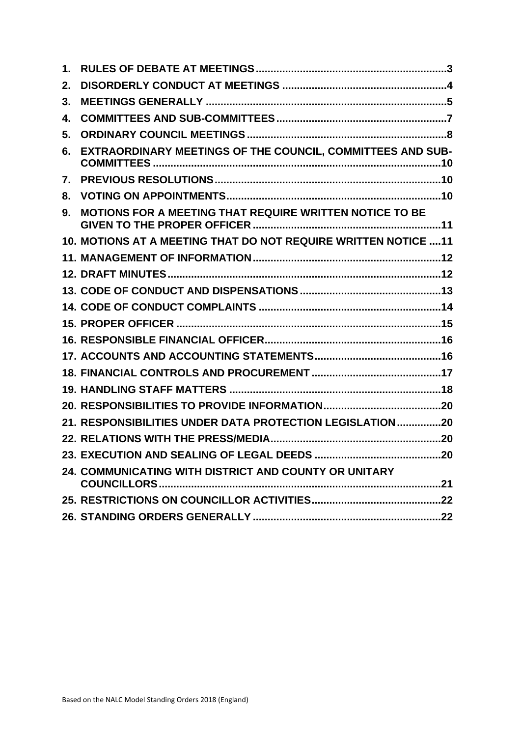1. **RULES OF DEBATE AT MEETINGS** ... 3
2. **DISORDERLY CONDUCT AT MEETINGS** ... 4
3. **MEETINGS GENERALLY** ... 5
4. **COMMITTEES AND SUB-COMMITTEES** ... 7
5. **ORDINARY COUNCIL MEETINGS** ... 8
6. **EXTRAORDINARY MEETINGS OF THE COUNCIL, COMMITTEES AND SUB-COMMITTEES** ... 10
7. **PREVIOUS RESOLUTIONS** ... 10
8. **VOTING ON APPOINTMENTS** ... 10
9. **MOTIONS FOR A MEETING THAT REQUIRE WRITTEN NOTICE TO BE GIVEN TO THE PROPER OFFICER** ... 11
10. **MOTIONS AT A MEETING THAT DO NOT REQUIRE WRITTEN NOTICE** ... 11
11. **MANAGEMENT OF INFORMATION** ... 12
12. **DRAFT MINUTES** ... 12
13. **CODE OF CONDUCT AND DISPENSATIONS** ... 13
14. **CODE OF CONDUCT COMPLAINTS** ... 14
15. **PROPER OFFICER** ... 15
16. **RESPONSIBLE FINANCIAL OFFICER** ... 16
17. **ACCOUNTS AND ACCOUNTING STATEMENTS** ... 16
18. **FINANCIAL CONTROLS AND PROCUREMENT** ... 17
19. **HANDLING STAFF MATTERS** ... 18
20. **RESPONSIBILITIES TO PROVIDE INFORMATION** ... 20
21. **RESPONSIBILITIES UNDER DATA PROTECTION LEGISLATION** ... 20
22. **RELATIONS WITH THE PRESS/MEDIA** ... 20
23. **EXECUTION AND SEALING OF LEGAL DEEDS** ... 20
24. **COMMUNICATING WITH DISTRICT AND COUNTY OR UNITARY COUNCILLORS** ... 21
25. **RESTRICTIONS ON COUNCILLOR ACTIVITIES** ... 22
26. **STANDING ORDERS GENERALLY** ... 22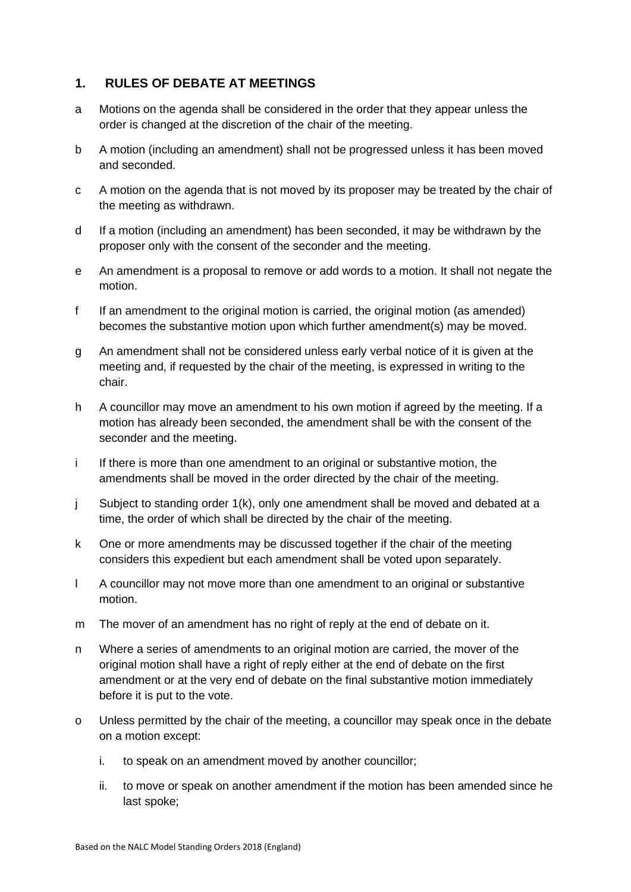## 1. RULES OF DEBATE AT MEETINGS

a Motions on the agenda shall be considered in the order that they appear unless the order is changed at the discretion of the chair of the meeting.

b A motion (including an amendment) shall not be progressed unless it has been moved and seconded.

c A motion on the agenda that is not moved by its proposer may be treated by the chair of the meeting as withdrawn.

d If a motion (including an amendment) has been seconded, it may be withdrawn by the proposer only with the consent of the seconder and the meeting.

e An amendment is a proposal to remove or add words to a motion. It shall not negate the motion.

f If an amendment to the original motion is carried, the original motion (as amended) becomes the substantive motion upon which further amendment(s) may be moved.

g An amendment shall not be considered unless early verbal notice of it is given at the meeting and, if requested by the chair of the meeting, is expressed in writing to the chair.

h A councillor may move an amendment to his own motion if agreed by the meeting. If a motion has already been seconded, the amendment shall be with the consent of the seconder and the meeting.

i If there is more than one amendment to an original or substantive motion, the amendments shall be moved in the order directed by the chair of the meeting.

j Subject to standing order 1(k), only one amendment shall be moved and debated at a time, the order of which shall be directed by the chair of the meeting.

k One or more amendments may be discussed together if the chair of the meeting considers this expedient but each amendment shall be voted upon separately.

l A councillor may not move more than one amendment to an original or substantive motion.

m The mover of an amendment has no right of reply at the end of debate on it.

n Where a series of amendments to an original motion are carried, the mover of the original motion shall have a right of reply either at the end of debate on the first amendment or at the very end of debate on the final substantive motion immediately before it is put to the vote.

o Unless permitted by the chair of the meeting, a councillor may speak once in the debate on a motion except:

   i. to speak on an amendment moved by another councillor;

   ii. to move or speak on another amendment if the motion has been amended since he last spoke;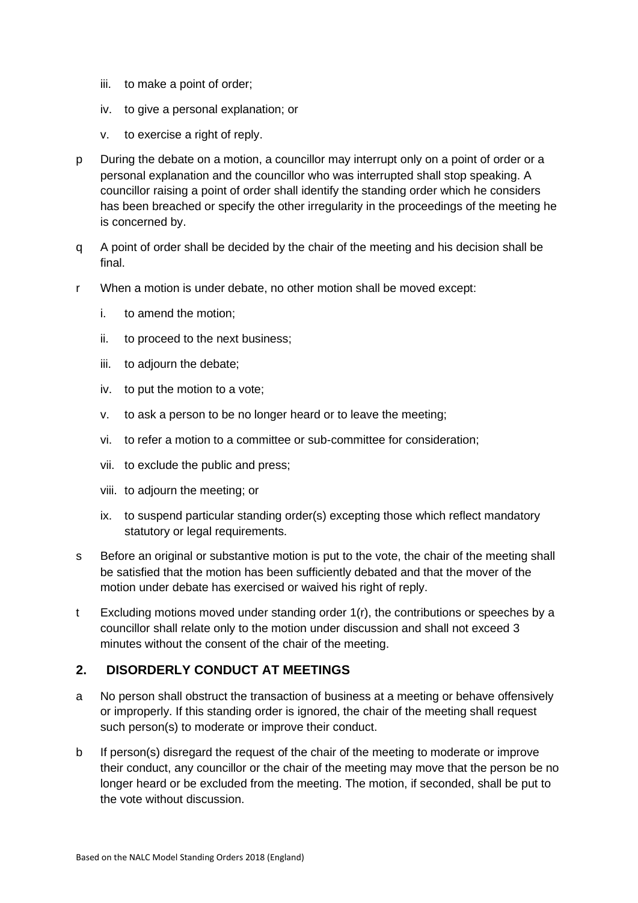iii. to make a point of order;

   iv. to give a personal explanation; or

   v. to exercise a right of reply.

p During the debate on a motion, a councillor may interrupt only on a point of order or a personal explanation and the councillor who was interrupted shall stop speaking. A councillor raising a point of order shall identify the standing order which he considers has been breached or specify the other irregularity in the proceedings of the meeting he is concerned by.

q A point of order shall be decided by the chair of the meeting and his decision shall be final.

r When a motion is under debate, no other motion shall be moved except:

   i. to amend the motion;

   ii. to proceed to the next business;

   iii. to adjourn the debate;

   iv. to put the motion to a vote;

   v. to ask a person to be no longer heard or to leave the meeting;

   vi. to refer a motion to a committee or sub-committee for consideration;

   vii. to exclude the public and press;

   viii. to adjourn the meeting; or

   ix. to suspend particular standing order(s) excepting those which reflect mandatory statutory or legal requirements.

s Before an original or substantive motion is put to the vote, the chair of the meeting shall be satisfied that the motion has been sufficiently debated and that the mover of the motion under debate has exercised or waived his right of reply.

t Excluding motions moved under standing order 1(r), the contributions or speeches by a councillor shall relate only to the motion under discussion and shall not exceed 3 minutes without the consent of the chair of the meeting.

## 2. DISORDERLY CONDUCT AT MEETINGS

a No person shall obstruct the transaction of business at a meeting or behave offensively or improperly. If this standing order is ignored, the chair of the meeting shall request such person(s) to moderate or improve their conduct.

b If person(s) disregard the request of the chair of the meeting to moderate or improve their conduct, any councillor or the chair of the meeting may move that the person be no longer heard or be excluded from the meeting. The motion, if seconded, shall be put to the vote without discussion.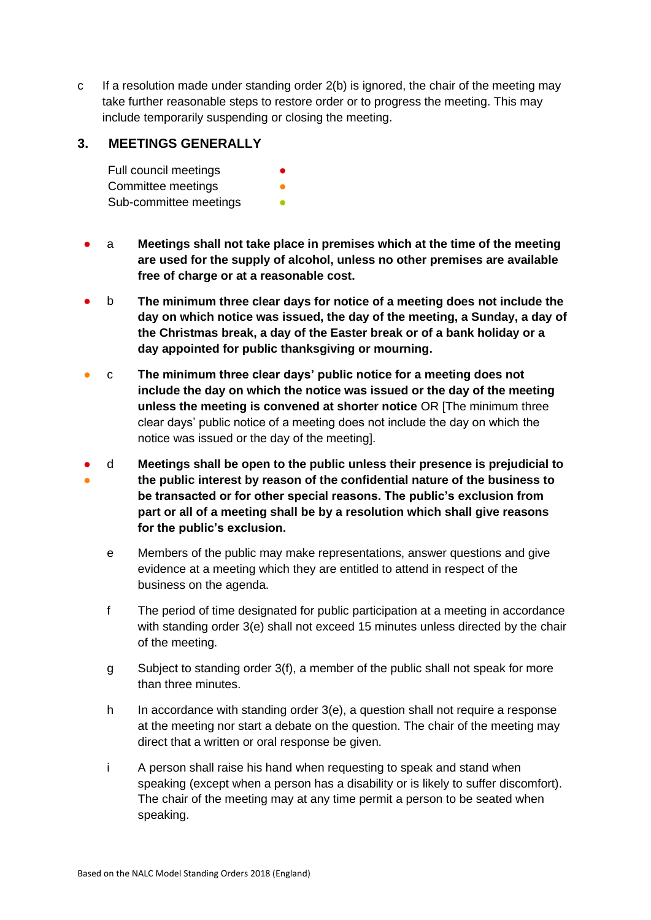c If a resolution made under standing order 2(b) is ignored, the chair of the meeting may take further reasonable steps to restore order or to progress the meeting. This may include temporarily suspending or closing the meeting.

## 3. MEETINGS GENERALLY

Full council meetings ●
Committee meetings ●
Sub-committee meetings ●

● a **Meetings shall not take place in premises which at the time of the meeting are used for the supply of alcohol, unless no other premises are available free of charge or at a reasonable cost.**

● b **The minimum three clear days for notice of a meeting does not include the day on which notice was issued, the day of the meeting, a Sunday, a day of the Christmas break, a day of the Easter break or of a bank holiday or a day appointed for public thanksgiving or mourning.**

● c **The minimum three clear days' public notice for a meeting does not include the day on which the notice was issued or the day of the meeting unless the meeting is convened at shorter notice** OR [The minimum three clear days' public notice of a meeting does not include the day on which the notice was issued or the day of the meeting].

● ● d **Meetings shall be open to the public unless their presence is prejudicial to the public interest by reason of the confidential nature of the business to be transacted or for other special reasons. The public's exclusion from part or all of a meeting shall be by a resolution which shall give reasons for the public's exclusion.**

e Members of the public may make representations, answer questions and give evidence at a meeting which they are entitled to attend in respect of the business on the agenda.

f The period of time designated for public participation at a meeting in accordance with standing order 3(e) shall not exceed 15 minutes unless directed by the chair of the meeting.

g Subject to standing order 3(f), a member of the public shall not speak for more than three minutes.

h In accordance with standing order 3(e), a question shall not require a response at the meeting nor start a debate on the question. The chair of the meeting may direct that a written or oral response be given.

i A person shall raise his hand when requesting to speak and stand when speaking (except when a person has a disability or is likely to suffer discomfort). The chair of the meeting may at any time permit a person to be seated when speaking.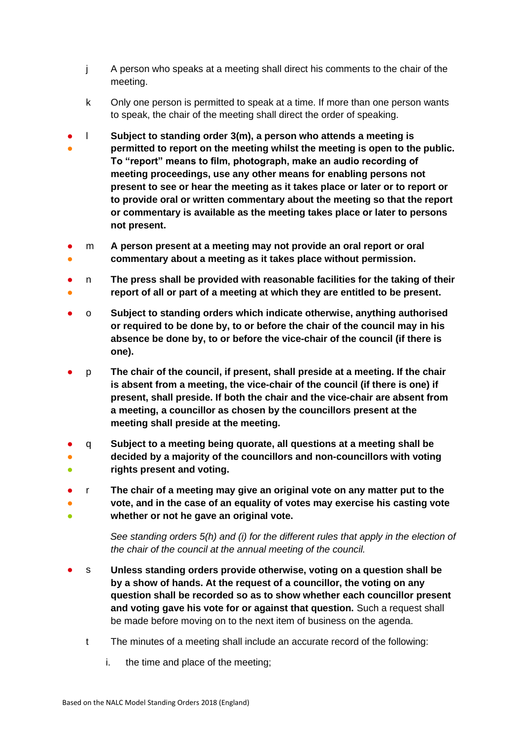j A person who speaks at a meeting shall direct his comments to the chair of the meeting.

k Only one person is permitted to speak at a time. If more than one person wants to speak, the chair of the meeting shall direct the order of speaking.

● ● l **Subject to standing order 3(m), a person who attends a meeting is permitted to report on the meeting whilst the meeting is open to the public. To "report" means to film, photograph, make an audio recording of meeting proceedings, use any other means for enabling persons not present to see or hear the meeting as it takes place or later or to report or to provide oral or written commentary about the meeting so that the report or commentary is available as the meeting takes place or later to persons not present.**

● ● m **A person present at a meeting may not provide an oral report or oral commentary about a meeting as it takes place without permission.**

● ● n **The press shall be provided with reasonable facilities for the taking of their report of all or part of a meeting at which they are entitled to be present.**

● o **Subject to standing orders which indicate otherwise, anything authorised or required to be done by, to or before the chair of the council may in his absence be done by, to or before the vice-chair of the council (if there is one).**

● p **The chair of the council, if present, shall preside at a meeting. If the chair is absent from a meeting, the vice-chair of the council (if there is one) if present, shall preside. If both the chair and the vice-chair are absent from a meeting, a councillor as chosen by the councillors present at the meeting shall preside at the meeting.**

● ● ● q **Subject to a meeting being quorate, all questions at a meeting shall be decided by a majority of the councillors and non-councillors with voting rights present and voting.**

● ● ● r **The chair of a meeting may give an original vote on any matter put to the vote, and in the case of an equality of votes may exercise his casting vote whether or not he gave an original vote.**

*See standing orders 5(h) and (i) for the different rules that apply in the election of the chair of the council at the annual meeting of the council.*

● s **Unless standing orders provide otherwise, voting on a question shall be by a show of hands. At the request of a councillor, the voting on any question shall be recorded so as to show whether each councillor present and voting gave his vote for or against that question.** Such a request shall be made before moving on to the next item of business on the agenda.

t The minutes of a meeting shall include an accurate record of the following:

i. the time and place of the meeting;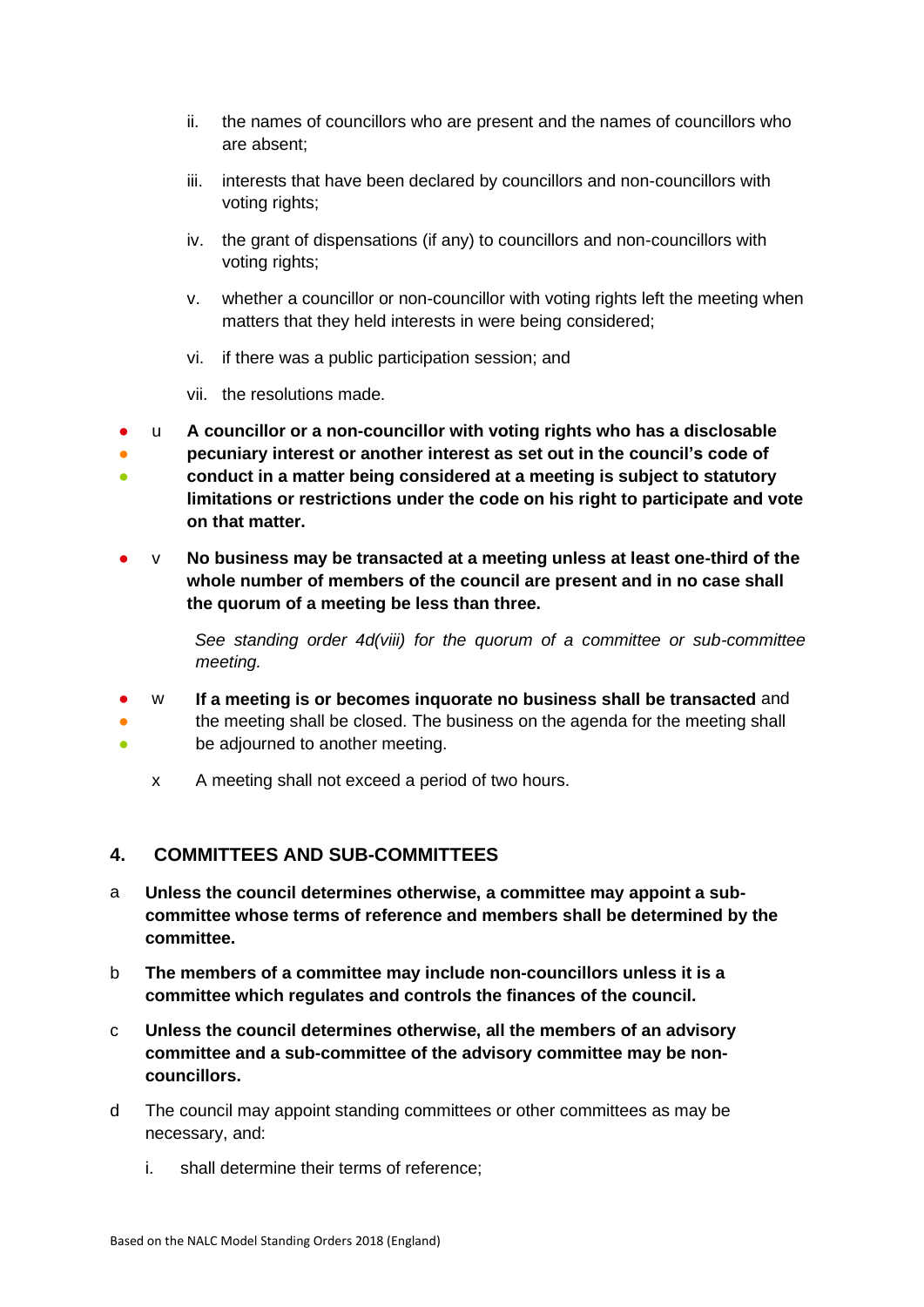ii. the names of councillors who are present and the names of councillors who are absent;

iii. interests that have been declared by councillors and non-councillors with voting rights;

iv. the grant of dispensations (if any) to councillors and non-councillors with voting rights;

v. whether a councillor or non-councillor with voting rights left the meeting when matters that they held interests in were being considered;

vi. if there was a public participation session; and

vii. the resolutions made.

● ● ● u **A councillor or a non-councillor with voting rights who has a disclosable pecuniary interest or another interest as set out in the council's code of conduct in a matter being considered at a meeting is subject to statutory limitations or restrictions under the code on his right to participate and vote on that matter.**

● v **No business may be transacted at a meeting unless at least one-third of the whole number of members of the council are present and in no case shall the quorum of a meeting be less than three.**

*See standing order 4d(viii) for the quorum of a committee or sub-committee meeting.*

● ● ● w **If a meeting is or becomes inquorate no business shall be transacted** and the meeting shall be closed. The business on the agenda for the meeting shall be adjourned to another meeting.

x A meeting shall not exceed a period of two hours.

## 4. COMMITTEES AND SUB-COMMITTEES

a **Unless the council determines otherwise, a committee may appoint a sub-committee whose terms of reference and members shall be determined by the committee.**

b **The members of a committee may include non-councillors unless it is a committee which regulates and controls the finances of the council.**

c **Unless the council determines otherwise, all the members of an advisory committee and a sub-committee of the advisory committee may be non-councillors.**

d The council may appoint standing committees or other committees as may be necessary, and:

i. shall determine their terms of reference;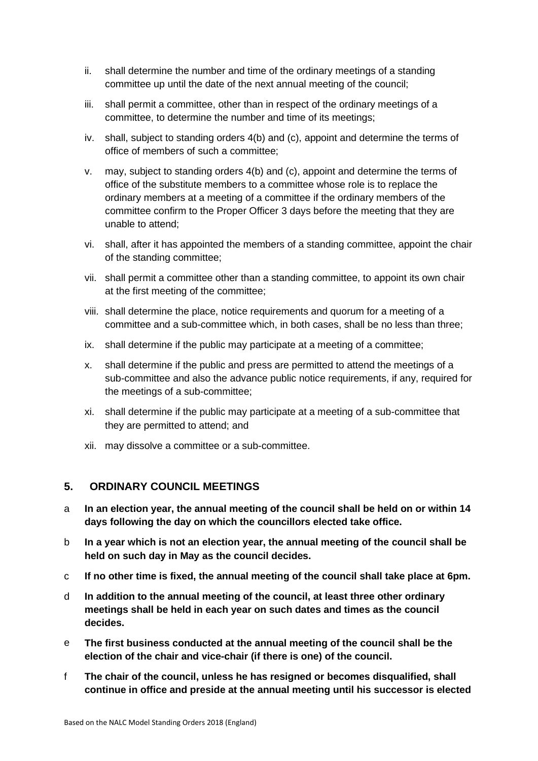ii. shall determine the number and time of the ordinary meetings of a standing committee up until the date of the next annual meeting of the council;

iii. shall permit a committee, other than in respect of the ordinary meetings of a committee, to determine the number and time of its meetings;

iv. shall, subject to standing orders 4(b) and (c), appoint and determine the terms of office of members of such a committee;

v. may, subject to standing orders 4(b) and (c), appoint and determine the terms of office of the substitute members to a committee whose role is to replace the ordinary members at a meeting of a committee if the ordinary members of the committee confirm to the Proper Officer 3 days before the meeting that they are unable to attend;

vi. shall, after it has appointed the members of a standing committee, appoint the chair of the standing committee;

vii. shall permit a committee other than a standing committee, to appoint its own chair at the first meeting of the committee;

viii. shall determine the place, notice requirements and quorum for a meeting of a committee and a sub-committee which, in both cases, shall be no less than three;

ix. shall determine if the public may participate at a meeting of a committee;

x. shall determine if the public and press are permitted to attend the meetings of a sub-committee and also the advance public notice requirements, if any, required for the meetings of a sub-committee;

xi. shall determine if the public may participate at a meeting of a sub-committee that they are permitted to attend; and

xii. may dissolve a committee or a sub-committee.

## 5. ORDINARY COUNCIL MEETINGS

a **In an election year, the annual meeting of the council shall be held on or within 14 days following the day on which the councillors elected take office.**

b **In a year which is not an election year, the annual meeting of the council shall be held on such day in May as the council decides.**

c **If no other time is fixed, the annual meeting of the council shall take place at 6pm.**

d **In addition to the annual meeting of the council, at least three other ordinary meetings shall be held in each year on such dates and times as the council decides.**

e **The first business conducted at the annual meeting of the council shall be the election of the chair and vice-chair (if there is one) of the council.**

f **The chair of the council, unless he has resigned or becomes disqualified, shall continue in office and preside at the annual meeting until his successor is elected**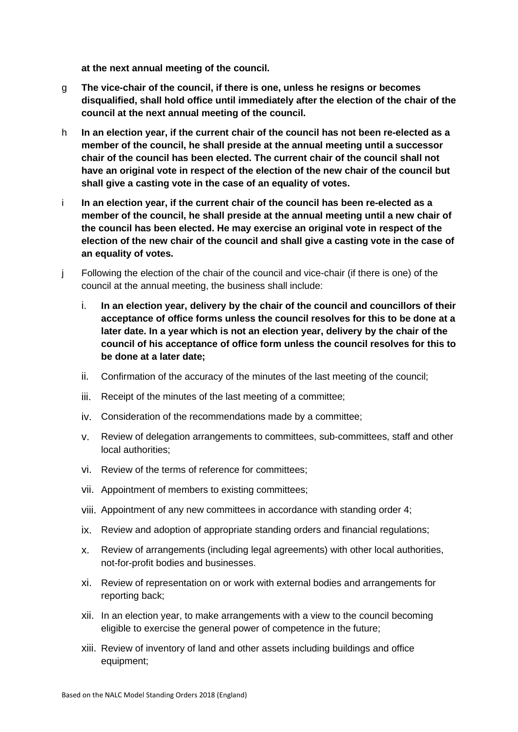**at the next annual meeting of the council.**

g **The vice-chair of the council, if there is one, unless he resigns or becomes disqualified, shall hold office until immediately after the election of the chair of the council at the next annual meeting of the council.**

h **In an election year, if the current chair of the council has not been re-elected as a member of the council, he shall preside at the annual meeting until a successor chair of the council has been elected. The current chair of the council shall not have an original vote in respect of the election of the new chair of the council but shall give a casting vote in the case of an equality of votes.**

i **In an election year, if the current chair of the council has been re-elected as a member of the council, he shall preside at the annual meeting until a new chair of the council has been elected. He may exercise an original vote in respect of the election of the new chair of the council and shall give a casting vote in the case of an equality of votes.**

j Following the election of the chair of the council and vice-chair (if there is one) of the council at the annual meeting, the business shall include:

i. **In an election year, delivery by the chair of the council and councillors of their acceptance of office forms unless the council resolves for this to be done at a later date. In a year which is not an election year, delivery by the chair of the council of his acceptance of office form unless the council resolves for this to be done at a later date;**

ii. Confirmation of the accuracy of the minutes of the last meeting of the council;

iii. Receipt of the minutes of the last meeting of a committee;

iv. Consideration of the recommendations made by a committee;

v. Review of delegation arrangements to committees, sub-committees, staff and other local authorities;

vi. Review of the terms of reference for committees;

vii. Appointment of members to existing committees;

viii. Appointment of any new committees in accordance with standing order 4;

ix. Review and adoption of appropriate standing orders and financial regulations;

x. Review of arrangements (including legal agreements) with other local authorities, not-for-profit bodies and businesses.

xi. Review of representation on or work with external bodies and arrangements for reporting back;

xii. In an election year, to make arrangements with a view to the council becoming eligible to exercise the general power of competence in the future;

xiii. Review of inventory of land and other assets including buildings and office equipment;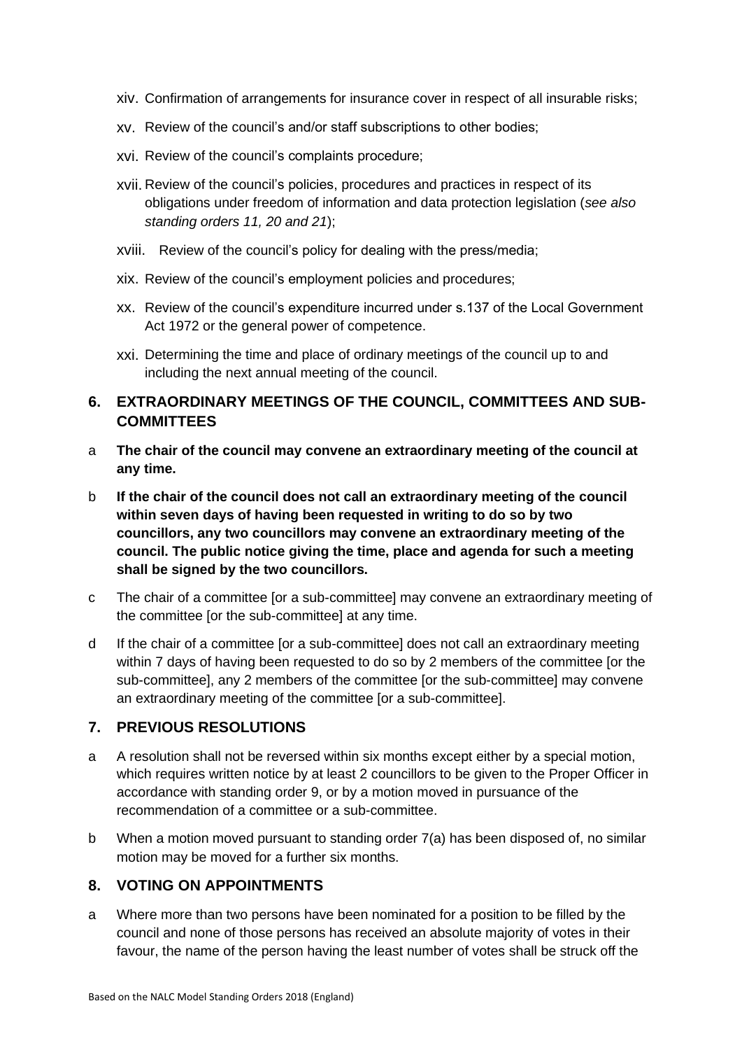xiv. Confirmation of arrangements for insurance cover in respect of all insurable risks;

xv. Review of the council's and/or staff subscriptions to other bodies;

xvi. Review of the council's complaints procedure;

xvii. Review of the council's policies, procedures and practices in respect of its obligations under freedom of information and data protection legislation (*see also standing orders 11, 20 and 21*);

xviii. Review of the council's policy for dealing with the press/media;

xix. Review of the council's employment policies and procedures;

xx. Review of the council's expenditure incurred under s.137 of the Local Government Act 1972 or the general power of competence.

xxi. Determining the time and place of ordinary meetings of the council up to and including the next annual meeting of the council.

## 6. EXTRAORDINARY MEETINGS OF THE COUNCIL, COMMITTEES AND SUB-COMMITTEES

a **The chair of the council may convene an extraordinary meeting of the council at any time.**

b **If the chair of the council does not call an extraordinary meeting of the council within seven days of having been requested in writing to do so by two councillors, any two councillors may convene an extraordinary meeting of the council. The public notice giving the time, place and agenda for such a meeting shall be signed by the two councillors.**

c The chair of a committee [or a sub-committee] may convene an extraordinary meeting of the committee [or the sub-committee] at any time.

d If the chair of a committee [or a sub-committee] does not call an extraordinary meeting within 7 days of having been requested to do so by 2 members of the committee [or the sub-committee], any 2 members of the committee [or the sub-committee] may convene an extraordinary meeting of the committee [or a sub-committee].

## 7. PREVIOUS RESOLUTIONS

a A resolution shall not be reversed within six months except either by a special motion, which requires written notice by at least 2 councillors to be given to the Proper Officer in accordance with standing order 9, or by a motion moved in pursuance of the recommendation of a committee or a sub-committee.

b When a motion moved pursuant to standing order 7(a) has been disposed of, no similar motion may be moved for a further six months.

## 8. VOTING ON APPOINTMENTS

a Where more than two persons have been nominated for a position to be filled by the council and none of those persons has received an absolute majority of votes in their favour, the name of the person having the least number of votes shall be struck off the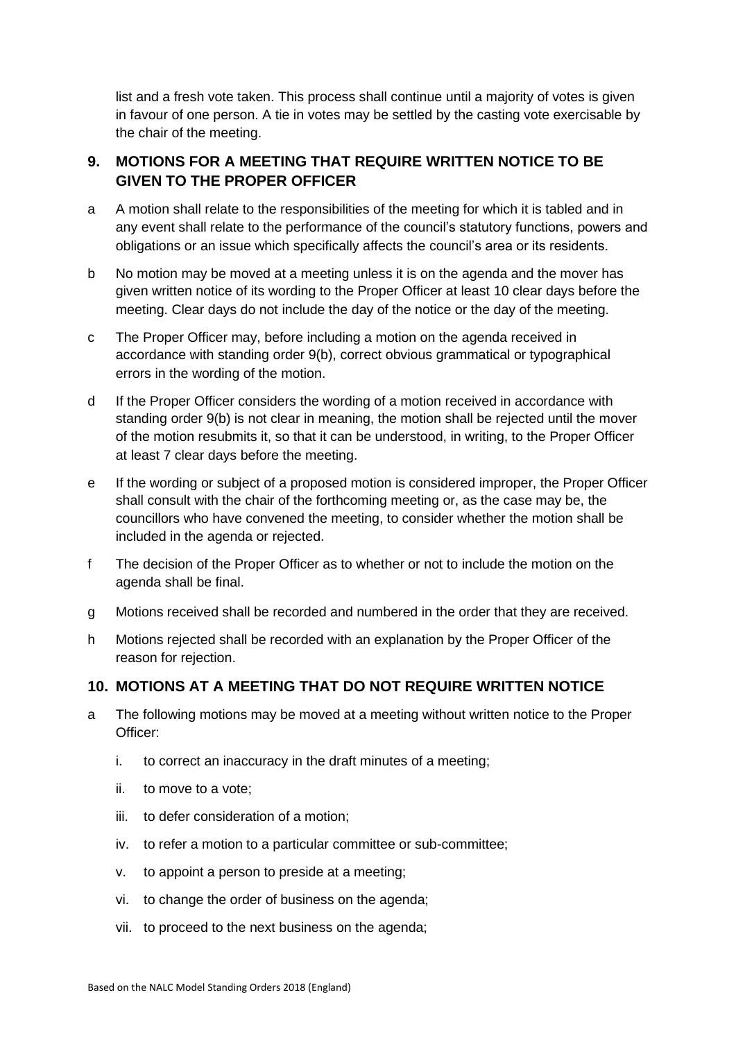list and a fresh vote taken. This process shall continue until a majority of votes is given in favour of one person. A tie in votes may be settled by the casting vote exercisable by the chair of the meeting.

## 9. MOTIONS FOR A MEETING THAT REQUIRE WRITTEN NOTICE TO BE GIVEN TO THE PROPER OFFICER

a A motion shall relate to the responsibilities of the meeting for which it is tabled and in any event shall relate to the performance of the council's statutory functions, powers and obligations or an issue which specifically affects the council's area or its residents.

b No motion may be moved at a meeting unless it is on the agenda and the mover has given written notice of its wording to the Proper Officer at least 10 clear days before the meeting. Clear days do not include the day of the notice or the day of the meeting.

c The Proper Officer may, before including a motion on the agenda received in accordance with standing order 9(b), correct obvious grammatical or typographical errors in the wording of the motion.

d If the Proper Officer considers the wording of a motion received in accordance with standing order 9(b) is not clear in meaning, the motion shall be rejected until the mover of the motion resubmits it, so that it can be understood, in writing, to the Proper Officer at least 7 clear days before the meeting.

e If the wording or subject of a proposed motion is considered improper, the Proper Officer shall consult with the chair of the forthcoming meeting or, as the case may be, the councillors who have convened the meeting, to consider whether the motion shall be included in the agenda or rejected.

f The decision of the Proper Officer as to whether or not to include the motion on the agenda shall be final.

g Motions received shall be recorded and numbered in the order that they are received.

h Motions rejected shall be recorded with an explanation by the Proper Officer of the reason for rejection.

## 10. MOTIONS AT A MEETING THAT DO NOT REQUIRE WRITTEN NOTICE

a The following motions may be moved at a meeting without written notice to the Proper Officer:

   i. to correct an inaccuracy in the draft minutes of a meeting;

   ii. to move to a vote;

   iii. to defer consideration of a motion;

   iv. to refer a motion to a particular committee or sub-committee;

   v. to appoint a person to preside at a meeting;

   vi. to change the order of business on the agenda;

   vii. to proceed to the next business on the agenda;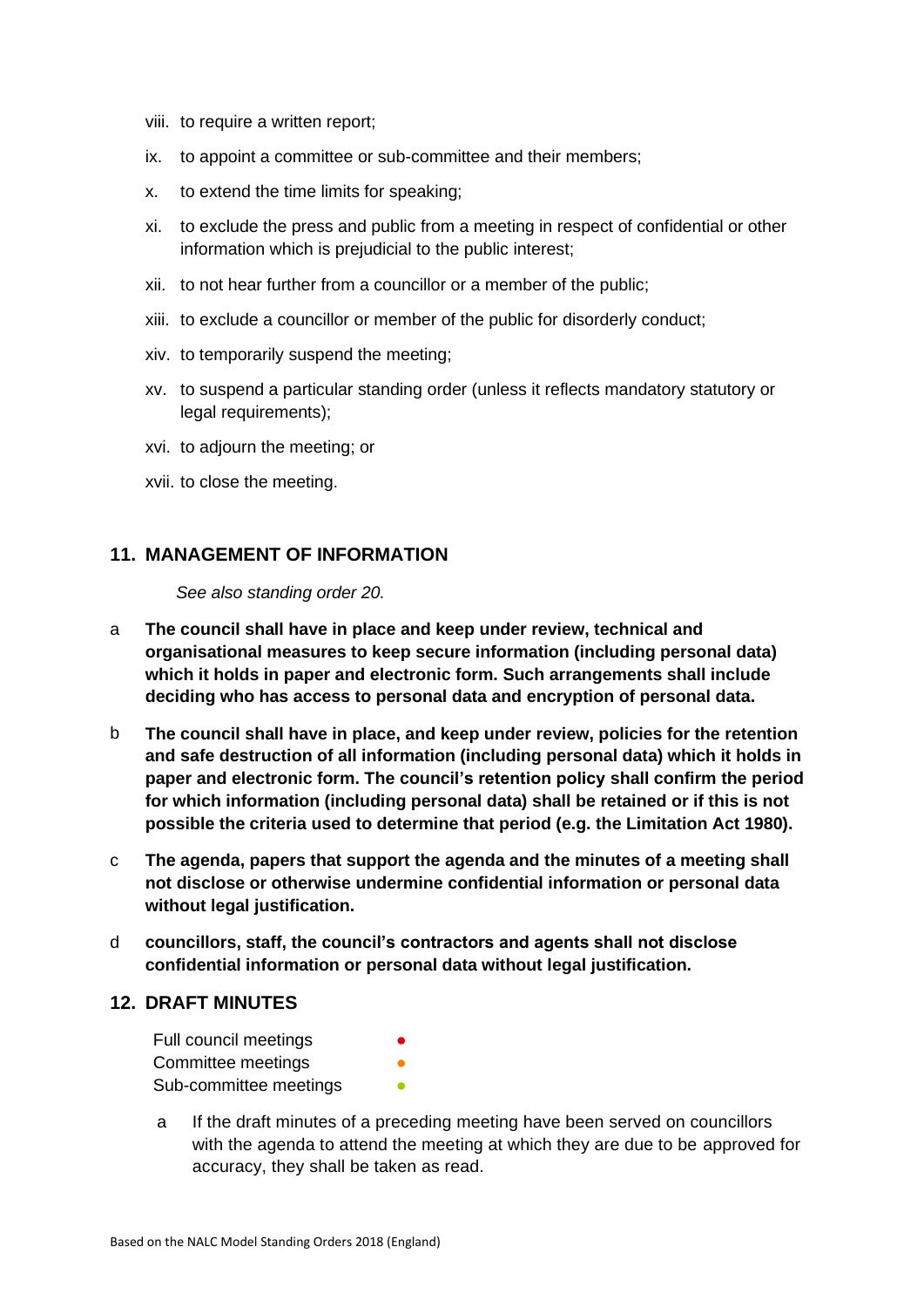viii. to require a written report;

ix. to appoint a committee or sub-committee and their members;

x. to extend the time limits for speaking;

xi. to exclude the press and public from a meeting in respect of confidential or other information which is prejudicial to the public interest;

xii. to not hear further from a councillor or a member of the public;

xiii. to exclude a councillor or member of the public for disorderly conduct;

xiv. to temporarily suspend the meeting;

xv. to suspend a particular standing order (unless it reflects mandatory statutory or legal requirements);

xvi. to adjourn the meeting; or

xvii. to close the meeting.

## 11. MANAGEMENT OF INFORMATION

*See also standing order 20.*

a **The council shall have in place and keep under review, technical and organisational measures to keep secure information (including personal data) which it holds in paper and electronic form. Such arrangements shall include deciding who has access to personal data and encryption of personal data.**

b **The council shall have in place, and keep under review, policies for the retention and safe destruction of all information (including personal data) which it holds in paper and electronic form. The council's retention policy shall confirm the period for which information (including personal data) shall be retained or if this is not possible the criteria used to determine that period (e.g. the Limitation Act 1980).**

c **The agenda, papers that support the agenda and the minutes of a meeting shall not disclose or otherwise undermine confidential information or personal data without legal justification.**

d **councillors, staff, the council's contractors and agents shall not disclose confidential information or personal data without legal justification.**

## 12. DRAFT MINUTES

Full council meetings ●
Committee meetings ●
Sub-committee meetings ●

a If the draft minutes of a preceding meeting have been served on councillors with the agenda to attend the meeting at which they are due to be approved for accuracy, they shall be taken as read.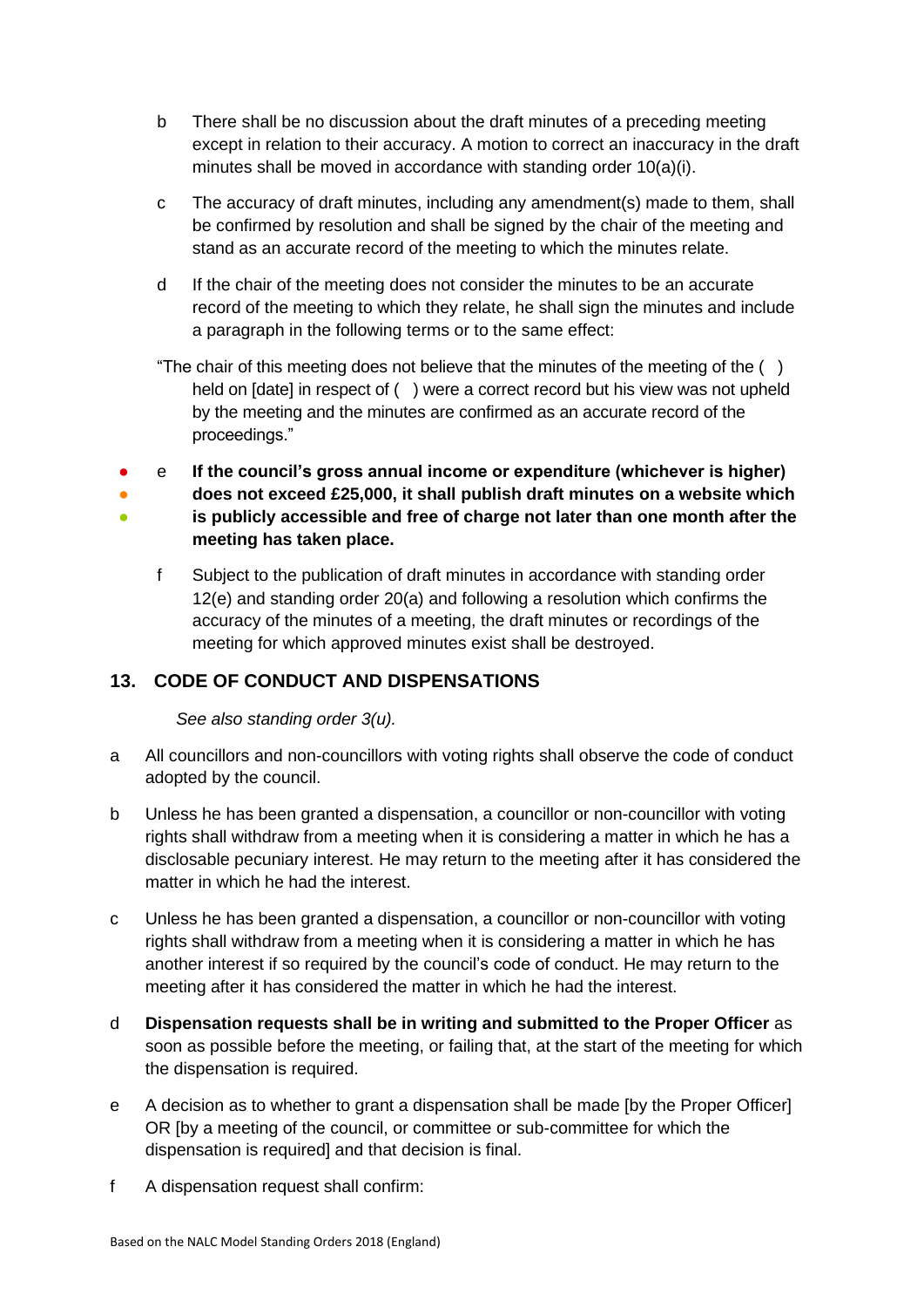b There shall be no discussion about the draft minutes of a preceding meeting except in relation to their accuracy. A motion to correct an inaccuracy in the draft minutes shall be moved in accordance with standing order 10(a)(i).

c The accuracy of draft minutes, including any amendment(s) made to them, shall be confirmed by resolution and shall be signed by the chair of the meeting and stand as an accurate record of the meeting to which the minutes relate.

d If the chair of the meeting does not consider the minutes to be an accurate record of the meeting to which they relate, he shall sign the minutes and include a paragraph in the following terms or to the same effect:

"The chair of this meeting does not believe that the minutes of the meeting of the ( ) held on [date] in respect of ( ) were a correct record but his view was not upheld by the meeting and the minutes are confirmed as an accurate record of the proceedings."

● ● ● e **If the council's gross annual income or expenditure (whichever is higher) does not exceed £25,000, it shall publish draft minutes on a website which is publicly accessible and free of charge not later than one month after the meeting has taken place.**

f Subject to the publication of draft minutes in accordance with standing order 12(e) and standing order 20(a) and following a resolution which confirms the accuracy of the minutes of a meeting, the draft minutes or recordings of the meeting for which approved minutes exist shall be destroyed.

## 13. CODE OF CONDUCT AND DISPENSATIONS

*See also standing order 3(u).*

a All councillors and non-councillors with voting rights shall observe the code of conduct adopted by the council.

b Unless he has been granted a dispensation, a councillor or non-councillor with voting rights shall withdraw from a meeting when it is considering a matter in which he has a disclosable pecuniary interest. He may return to the meeting after it has considered the matter in which he had the interest.

c Unless he has been granted a dispensation, a councillor or non-councillor with voting rights shall withdraw from a meeting when it is considering a matter in which he has another interest if so required by the council's code of conduct. He may return to the meeting after it has considered the matter in which he had the interest.

d **Dispensation requests shall be in writing and submitted to the Proper Officer** as soon as possible before the meeting, or failing that, at the start of the meeting for which the dispensation is required.

e A decision as to whether to grant a dispensation shall be made [by the Proper Officer] OR [by a meeting of the council, or committee or sub-committee for which the dispensation is required] and that decision is final.

f A dispensation request shall confirm: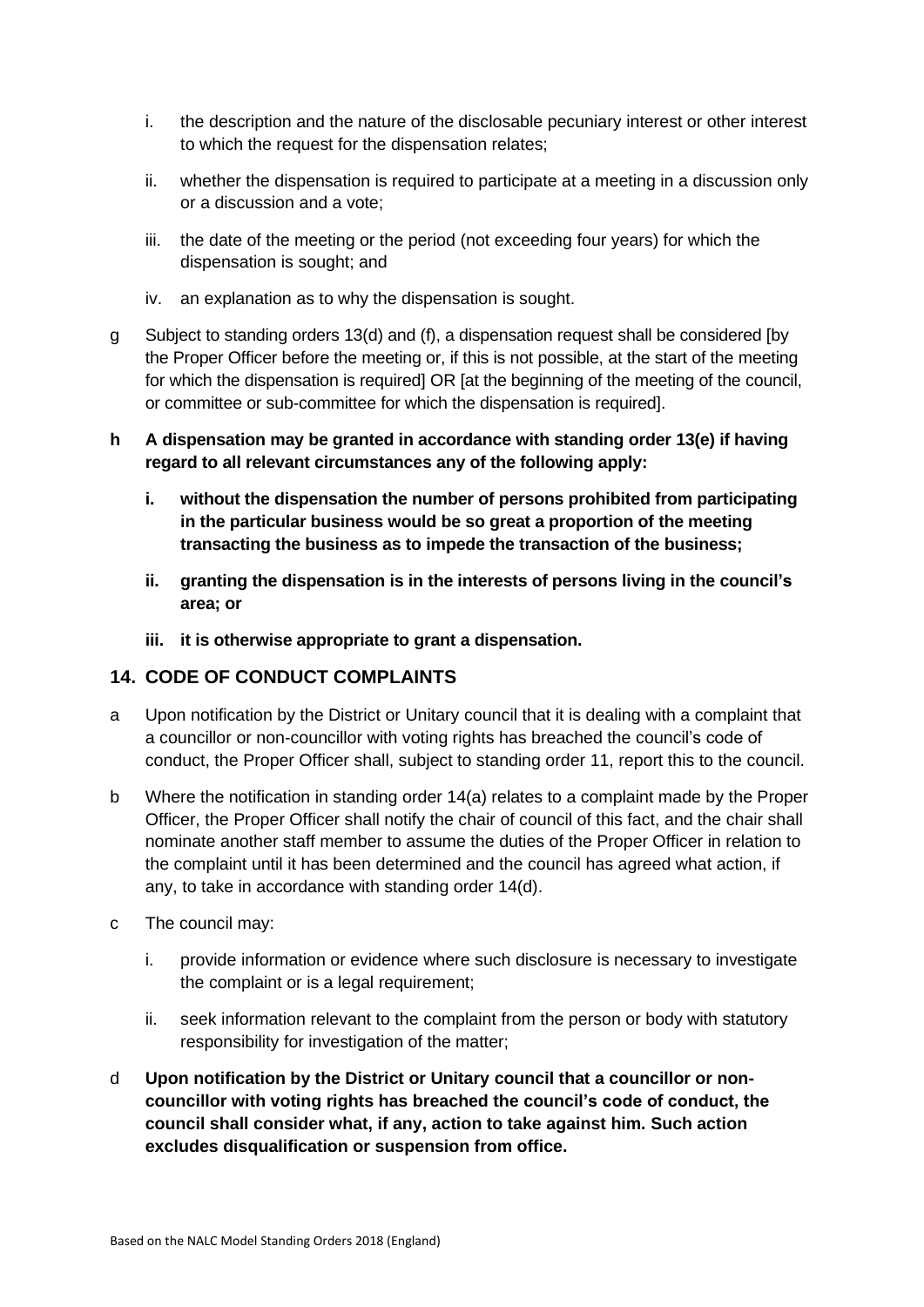i. the description and the nature of the disclosable pecuniary interest or other interest to which the request for the dispensation relates;

ii. whether the dispensation is required to participate at a meeting in a discussion only or a discussion and a vote;

iii. the date of the meeting or the period (not exceeding four years) for which the dispensation is sought; and

iv. an explanation as to why the dispensation is sought.

g Subject to standing orders 13(d) and (f), a dispensation request shall be considered [by the Proper Officer before the meeting or, if this is not possible, at the start of the meeting for which the dispensation is required] OR [at the beginning of the meeting of the council, or committee or sub-committee for which the dispensation is required].

**h A dispensation may be granted in accordance with standing order 13(e) if having regard to all relevant circumstances any of the following apply:**

**i. without the dispensation the number of persons prohibited from participating in the particular business would be so great a proportion of the meeting transacting the business as to impede the transaction of the business;**

**ii. granting the dispensation is in the interests of persons living in the council's area; or**

**iii. it is otherwise appropriate to grant a dispensation.**

## 14. CODE OF CONDUCT COMPLAINTS

a Upon notification by the District or Unitary council that it is dealing with a complaint that a councillor or non-councillor with voting rights has breached the council's code of conduct, the Proper Officer shall, subject to standing order 11, report this to the council.

b Where the notification in standing order 14(a) relates to a complaint made by the Proper Officer, the Proper Officer shall notify the chair of council of this fact, and the chair shall nominate another staff member to assume the duties of the Proper Officer in relation to the complaint until it has been determined and the council has agreed what action, if any, to take in accordance with standing order 14(d).

c The council may:

i. provide information or evidence where such disclosure is necessary to investigate the complaint or is a legal requirement;

ii. seek information relevant to the complaint from the person or body with statutory responsibility for investigation of the matter;

d **Upon notification by the District or Unitary council that a councillor or non-councillor with voting rights has breached the council's code of conduct, the council shall consider what, if any, action to take against him. Such action excludes disqualification or suspension from office.**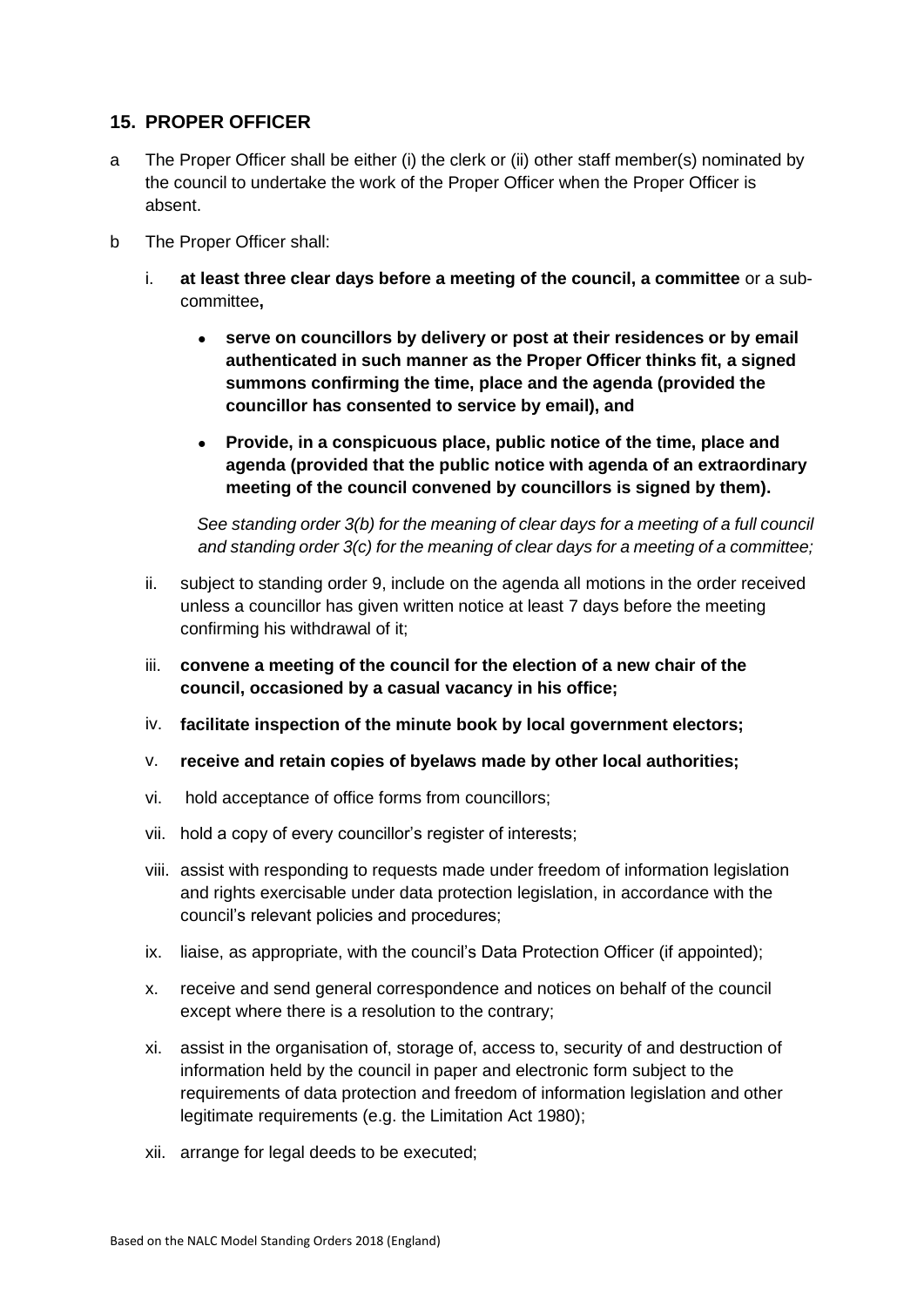## 15. PROPER OFFICER

a The Proper Officer shall be either (i) the clerk or (ii) other staff member(s) nominated by the council to undertake the work of the Proper Officer when the Proper Officer is absent.

b The Proper Officer shall:

i. **at least three clear days before a meeting of the council, a committee** or a sub-committee**,**

- **serve on councillors by delivery or post at their residences or by email authenticated in such manner as the Proper Officer thinks fit, a signed summons confirming the time, place and the agenda (provided the councillor has consented to service by email), and**
- **Provide, in a conspicuous place, public notice of the time, place and agenda (provided that the public notice with agenda of an extraordinary meeting of the council convened by councillors is signed by them).**

*See standing order 3(b) for the meaning of clear days for a meeting of a full council and standing order 3(c) for the meaning of clear days for a meeting of a committee;*

ii. subject to standing order 9, include on the agenda all motions in the order received unless a councillor has given written notice at least 7 days before the meeting confirming his withdrawal of it;

iii. **convene a meeting of the council for the election of a new chair of the council, occasioned by a casual vacancy in his office;**

iv. **facilitate inspection of the minute book by local government electors;**

v. **receive and retain copies of byelaws made by other local authorities;**

vi. hold acceptance of office forms from councillors;

vii. hold a copy of every councillor's register of interests;

viii. assist with responding to requests made under freedom of information legislation and rights exercisable under data protection legislation, in accordance with the council's relevant policies and procedures;

ix. liaise, as appropriate, with the council's Data Protection Officer (if appointed);

x. receive and send general correspondence and notices on behalf of the council except where there is a resolution to the contrary;

xi. assist in the organisation of, storage of, access to, security of and destruction of information held by the council in paper and electronic form subject to the requirements of data protection and freedom of information legislation and other legitimate requirements (e.g. the Limitation Act 1980);

xii. arrange for legal deeds to be executed;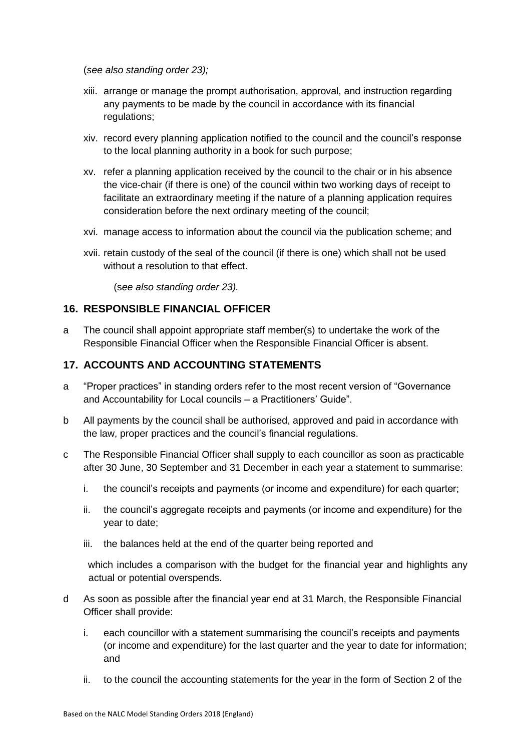(*see also standing order 23);*

xiii. arrange or manage the prompt authorisation, approval, and instruction regarding any payments to be made by the council in accordance with its financial regulations;

xiv. record every planning application notified to the council and the council's response to the local planning authority in a book for such purpose;

xv. refer a planning application received by the council to the chair or in his absence the vice-chair (if there is one) of the council within two working days of receipt to facilitate an extraordinary meeting if the nature of a planning application requires consideration before the next ordinary meeting of the council;

xvi. manage access to information about the council via the publication scheme; and

xvii. retain custody of the seal of the council (if there is one) which shall not be used without a resolution to that effect.

(s*ee also standing order 23).*

## 16. RESPONSIBLE FINANCIAL OFFICER

a The council shall appoint appropriate staff member(s) to undertake the work of the Responsible Financial Officer when the Responsible Financial Officer is absent.

## 17. ACCOUNTS AND ACCOUNTING STATEMENTS

a "Proper practices" in standing orders refer to the most recent version of "Governance and Accountability for Local councils – a Practitioners' Guide".

b All payments by the council shall be authorised, approved and paid in accordance with the law, proper practices and the council's financial regulations.

c The Responsible Financial Officer shall supply to each councillor as soon as practicable after 30 June, 30 September and 31 December in each year a statement to summarise:

i. the council's receipts and payments (or income and expenditure) for each quarter;

ii. the council's aggregate receipts and payments (or income and expenditure) for the year to date;

iii. the balances held at the end of the quarter being reported and

which includes a comparison with the budget for the financial year and highlights any actual or potential overspends.

d As soon as possible after the financial year end at 31 March, the Responsible Financial Officer shall provide:

i. each councillor with a statement summarising the council's receipts and payments (or income and expenditure) for the last quarter and the year to date for information; and

ii. to the council the accounting statements for the year in the form of Section 2 of the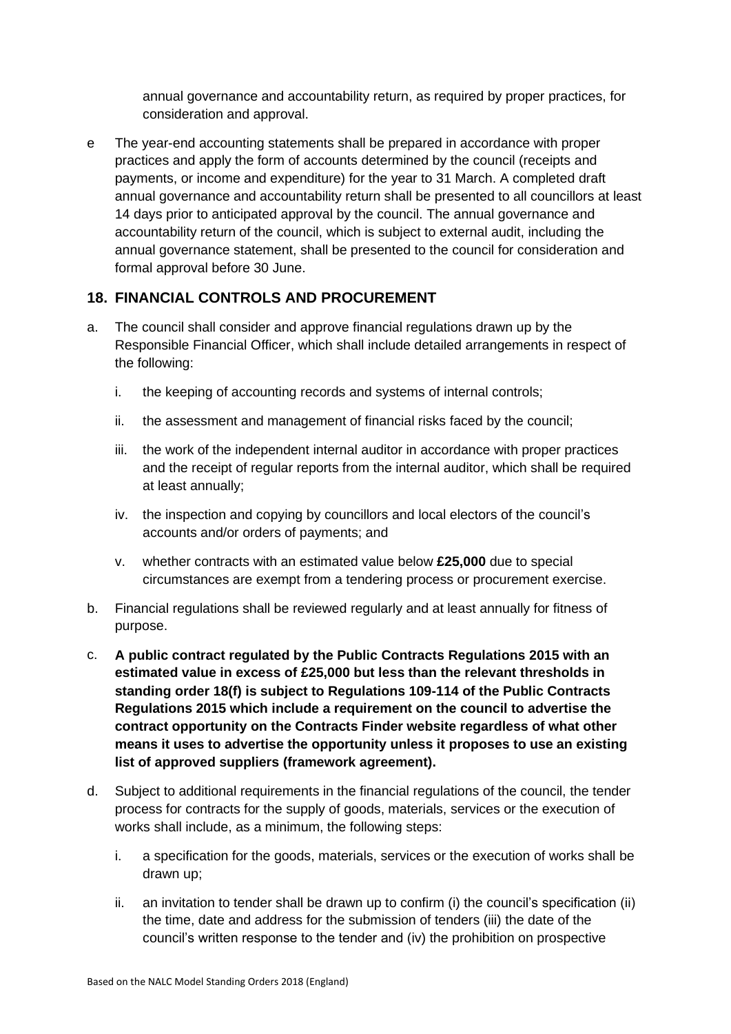annual governance and accountability return, as required by proper practices, for consideration and approval.

e The year-end accounting statements shall be prepared in accordance with proper practices and apply the form of accounts determined by the council (receipts and payments, or income and expenditure) for the year to 31 March. A completed draft annual governance and accountability return shall be presented to all councillors at least 14 days prior to anticipated approval by the council. The annual governance and accountability return of the council, which is subject to external audit, including the annual governance statement, shall be presented to the council for consideration and formal approval before 30 June.

## 18. FINANCIAL CONTROLS AND PROCUREMENT

a. The council shall consider and approve financial regulations drawn up by the Responsible Financial Officer, which shall include detailed arrangements in respect of the following:

   i. the keeping of accounting records and systems of internal controls;

   ii. the assessment and management of financial risks faced by the council;

   iii. the work of the independent internal auditor in accordance with proper practices and the receipt of regular reports from the internal auditor, which shall be required at least annually;

   iv. the inspection and copying by councillors and local electors of the council's accounts and/or orders of payments; and

   v. whether contracts with an estimated value below **£25,000** due to special circumstances are exempt from a tendering process or procurement exercise.

b. Financial regulations shall be reviewed regularly and at least annually for fitness of purpose.

c. **A public contract regulated by the Public Contracts Regulations 2015 with an estimated value in excess of £25,000 but less than the relevant thresholds in standing order 18(f) is subject to Regulations 109-114 of the Public Contracts Regulations 2015 which include a requirement on the council to advertise the contract opportunity on the Contracts Finder website regardless of what other means it uses to advertise the opportunity unless it proposes to use an existing list of approved suppliers (framework agreement).**

d. Subject to additional requirements in the financial regulations of the council, the tender process for contracts for the supply of goods, materials, services or the execution of works shall include, as a minimum, the following steps:

   i. a specification for the goods, materials, services or the execution of works shall be drawn up;

   ii. an invitation to tender shall be drawn up to confirm (i) the council's specification (ii) the time, date and address for the submission of tenders (iii) the date of the council's written response to the tender and (iv) the prohibition on prospective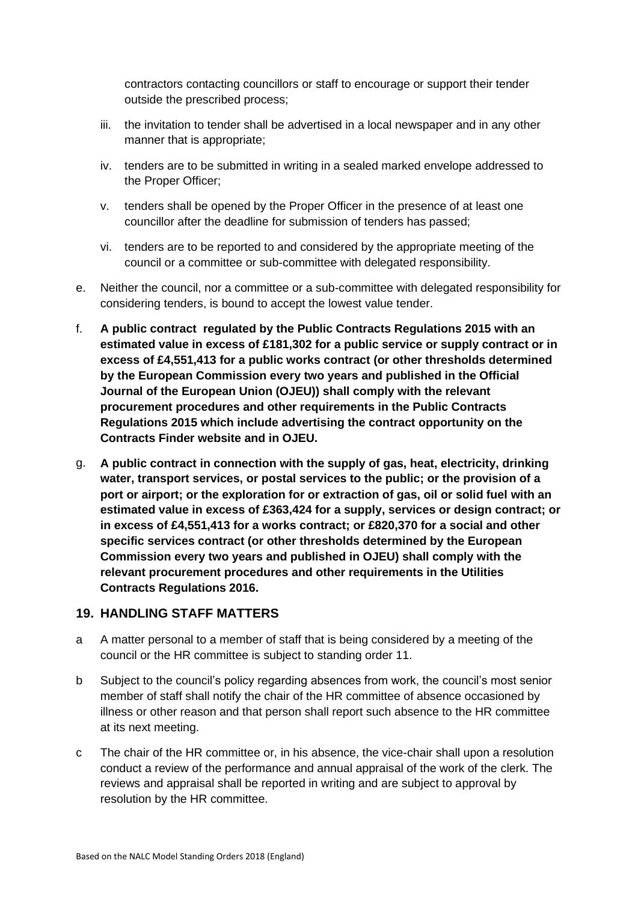contractors contacting councillors or staff to encourage or support their tender outside the prescribed process;

iii. the invitation to tender shall be advertised in a local newspaper and in any other manner that is appropriate;

iv. tenders are to be submitted in writing in a sealed marked envelope addressed to the Proper Officer;

v. tenders shall be opened by the Proper Officer in the presence of at least one councillor after the deadline for submission of tenders has passed;

vi. tenders are to be reported to and considered by the appropriate meeting of the council or a committee or sub-committee with delegated responsibility.

e. Neither the council, nor a committee or a sub-committee with delegated responsibility for considering tenders, is bound to accept the lowest value tender.

f. **A public contract regulated by the Public Contracts Regulations 2015 with an estimated value in excess of £181,302 for a public service or supply contract or in excess of £4,551,413 for a public works contract (or other thresholds determined by the European Commission every two years and published in the Official Journal of the European Union (OJEU)) shall comply with the relevant procurement procedures and other requirements in the Public Contracts Regulations 2015 which include advertising the contract opportunity on the Contracts Finder website and in OJEU.**

g. **A public contract in connection with the supply of gas, heat, electricity, drinking water, transport services, or postal services to the public; or the provision of a port or airport; or the exploration for or extraction of gas, oil or solid fuel with an estimated value in excess of £363,424 for a supply, services or design contract; or in excess of £4,551,413 for a works contract; or £820,370 for a social and other specific services contract (or other thresholds determined by the European Commission every two years and published in OJEU) shall comply with the relevant procurement procedures and other requirements in the Utilities Contracts Regulations 2016.**

## 19. HANDLING STAFF MATTERS

a A matter personal to a member of staff that is being considered by a meeting of the council or the HR committee is subject to standing order 11.

b Subject to the council's policy regarding absences from work, the council's most senior member of staff shall notify the chair of the HR committee of absence occasioned by illness or other reason and that person shall report such absence to the HR committee at its next meeting.

c The chair of the HR committee or, in his absence, the vice-chair shall upon a resolution conduct a review of the performance and annual appraisal of the work of the clerk. The reviews and appraisal shall be reported in writing and are subject to approval by resolution by the HR committee.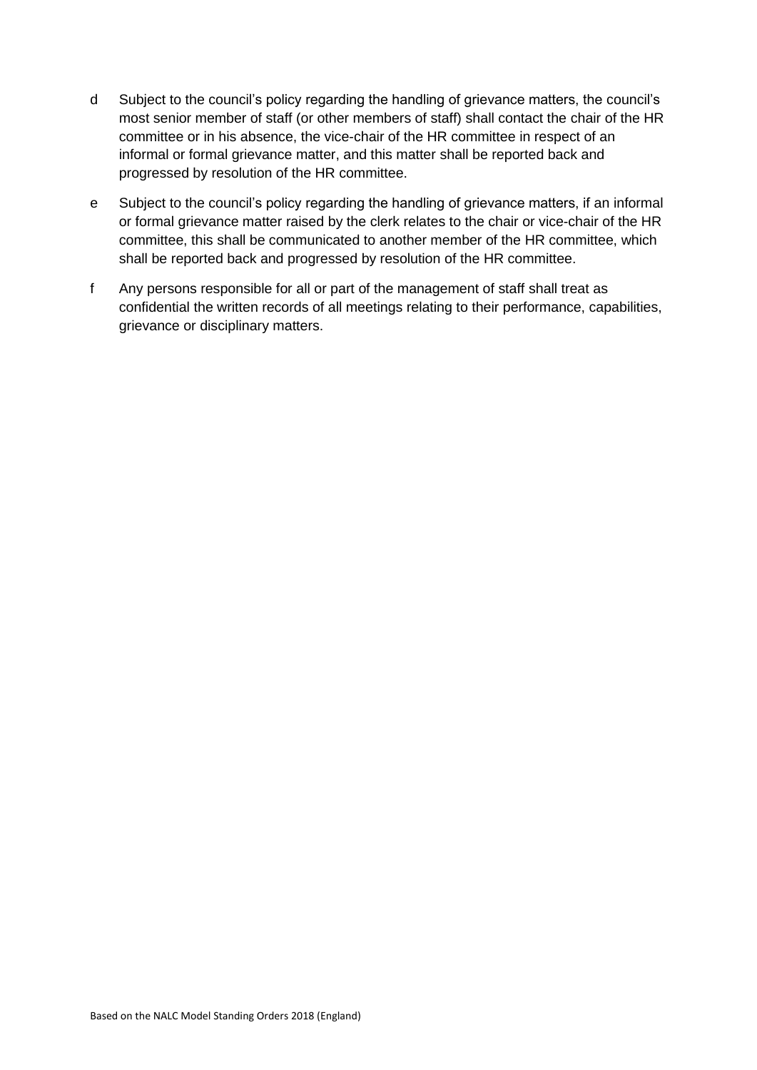d Subject to the council's policy regarding the handling of grievance matters, the council's most senior member of staff (or other members of staff) shall contact the chair of the HR committee or in his absence, the vice-chair of the HR committee in respect of an informal or formal grievance matter, and this matter shall be reported back and progressed by resolution of the HR committee.

e Subject to the council's policy regarding the handling of grievance matters, if an informal or formal grievance matter raised by the clerk relates to the chair or vice-chair of the HR committee, this shall be communicated to another member of the HR committee, which shall be reported back and progressed by resolution of the HR committee.

f Any persons responsible for all or part of the management of staff shall treat as confidential the written records of all meetings relating to their performance, capabilities, grievance or disciplinary matters.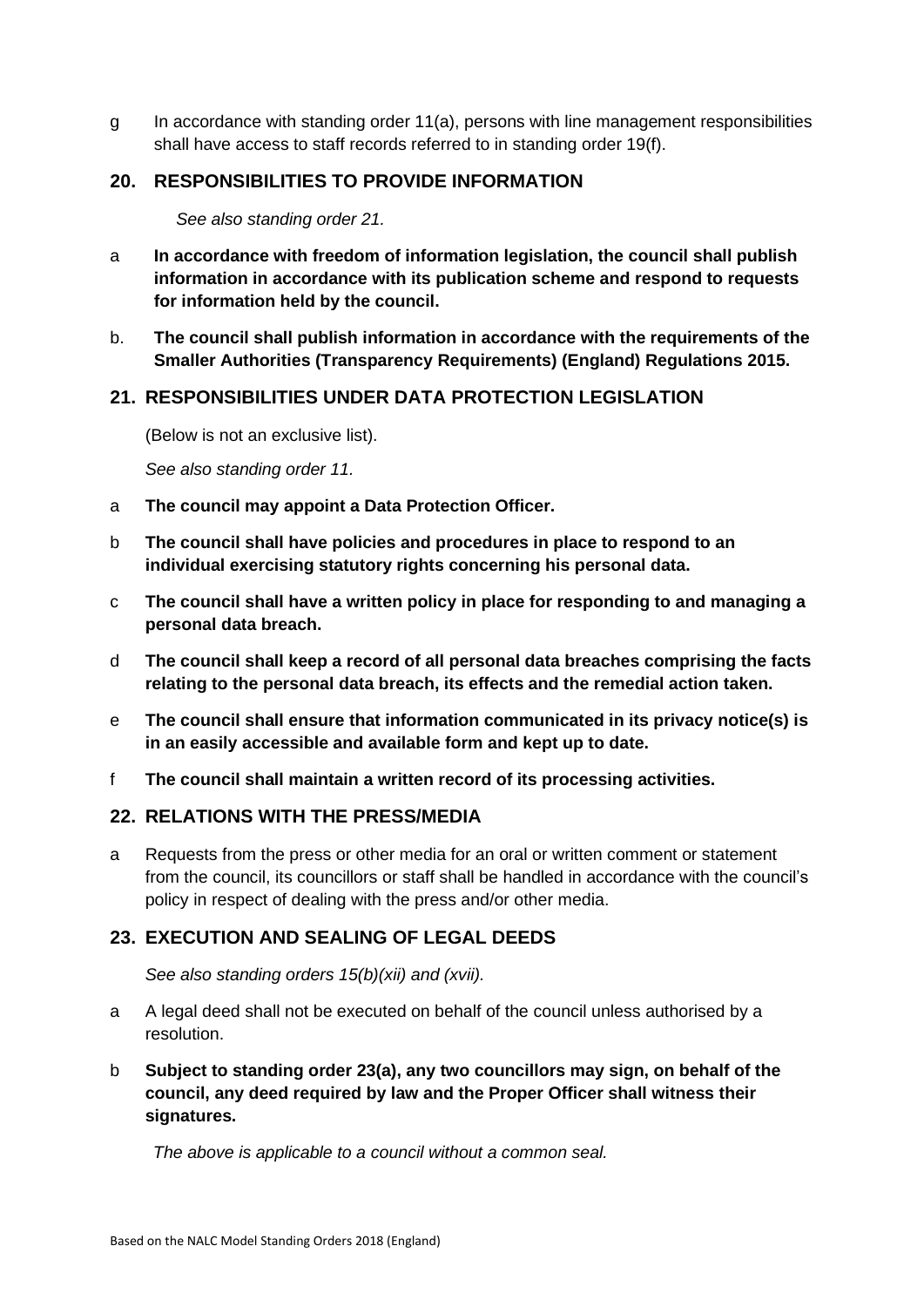g In accordance with standing order 11(a), persons with line management responsibilities shall have access to staff records referred to in standing order 19(f).

## 20. RESPONSIBILITIES TO PROVIDE INFORMATION

*See also standing order 21.*

a **In accordance with freedom of information legislation, the council shall publish information in accordance with its publication scheme and respond to requests for information held by the council.**

b. **The council shall publish information in accordance with the requirements of the Smaller Authorities (Transparency Requirements) (England) Regulations 2015.**

## 21. RESPONSIBILITIES UNDER DATA PROTECTION LEGISLATION

(Below is not an exclusive list).

*See also standing order 11.*

a **The council may appoint a Data Protection Officer.**

b **The council shall have policies and procedures in place to respond to an individual exercising statutory rights concerning his personal data.**

c **The council shall have a written policy in place for responding to and managing a personal data breach.**

d **The council shall keep a record of all personal data breaches comprising the facts relating to the personal data breach, its effects and the remedial action taken.**

e **The council shall ensure that information communicated in its privacy notice(s) is in an easily accessible and available form and kept up to date.**

f **The council shall maintain a written record of its processing activities.**

## 22. RELATIONS WITH THE PRESS/MEDIA

a Requests from the press or other media for an oral or written comment or statement from the council, its councillors or staff shall be handled in accordance with the council's policy in respect of dealing with the press and/or other media.

## 23. EXECUTION AND SEALING OF LEGAL DEEDS

*See also standing orders 15(b)(xii) and (xvii).*

a A legal deed shall not be executed on behalf of the council unless authorised by a resolution.

b **Subject to standing order 23(a), any two councillors may sign, on behalf of the council, any deed required by law and the Proper Officer shall witness their signatures.**

*The above is applicable to a council without a common seal.*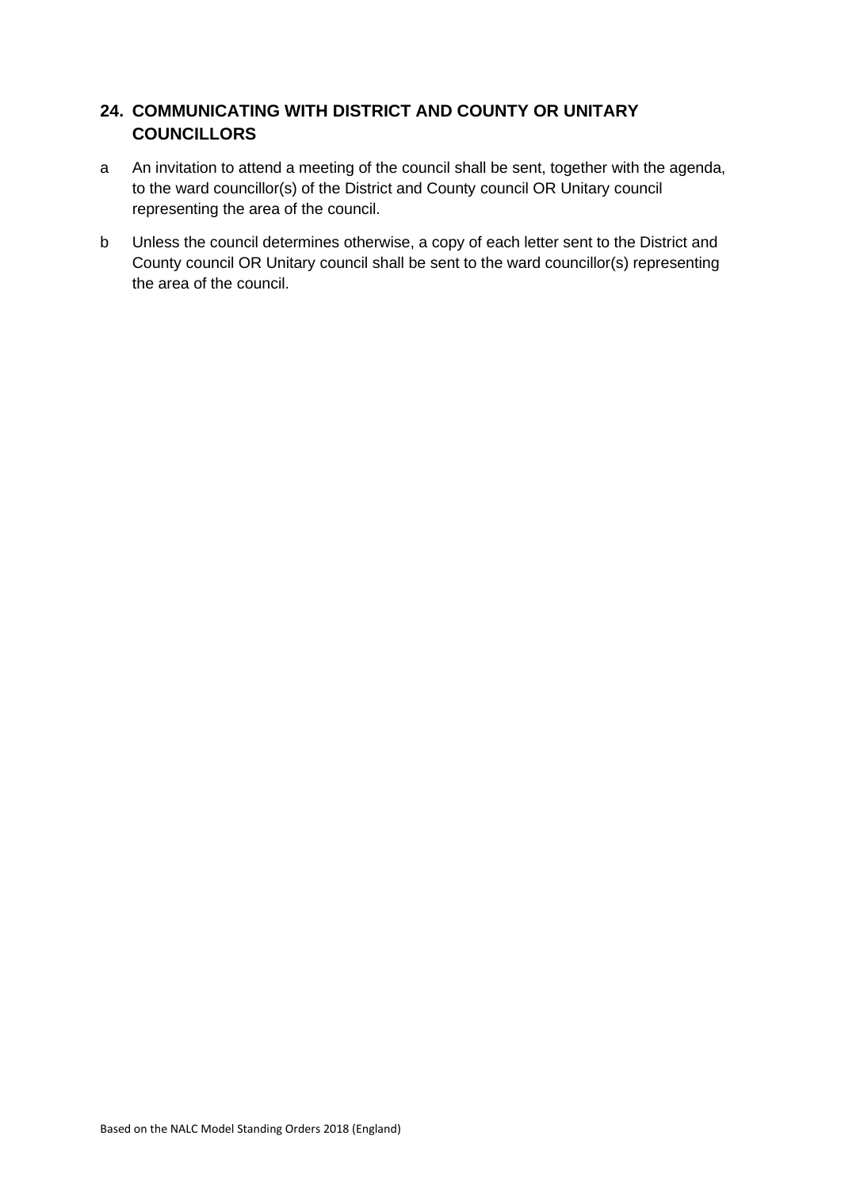## 24. COMMUNICATING WITH DISTRICT AND COUNTY OR UNITARY COUNCILLORS

a An invitation to attend a meeting of the council shall be sent, together with the agenda, to the ward councillor(s) of the District and County council OR Unitary council representing the area of the council.

b Unless the council determines otherwise, a copy of each letter sent to the District and County council OR Unitary council shall be sent to the ward councillor(s) representing the area of the council.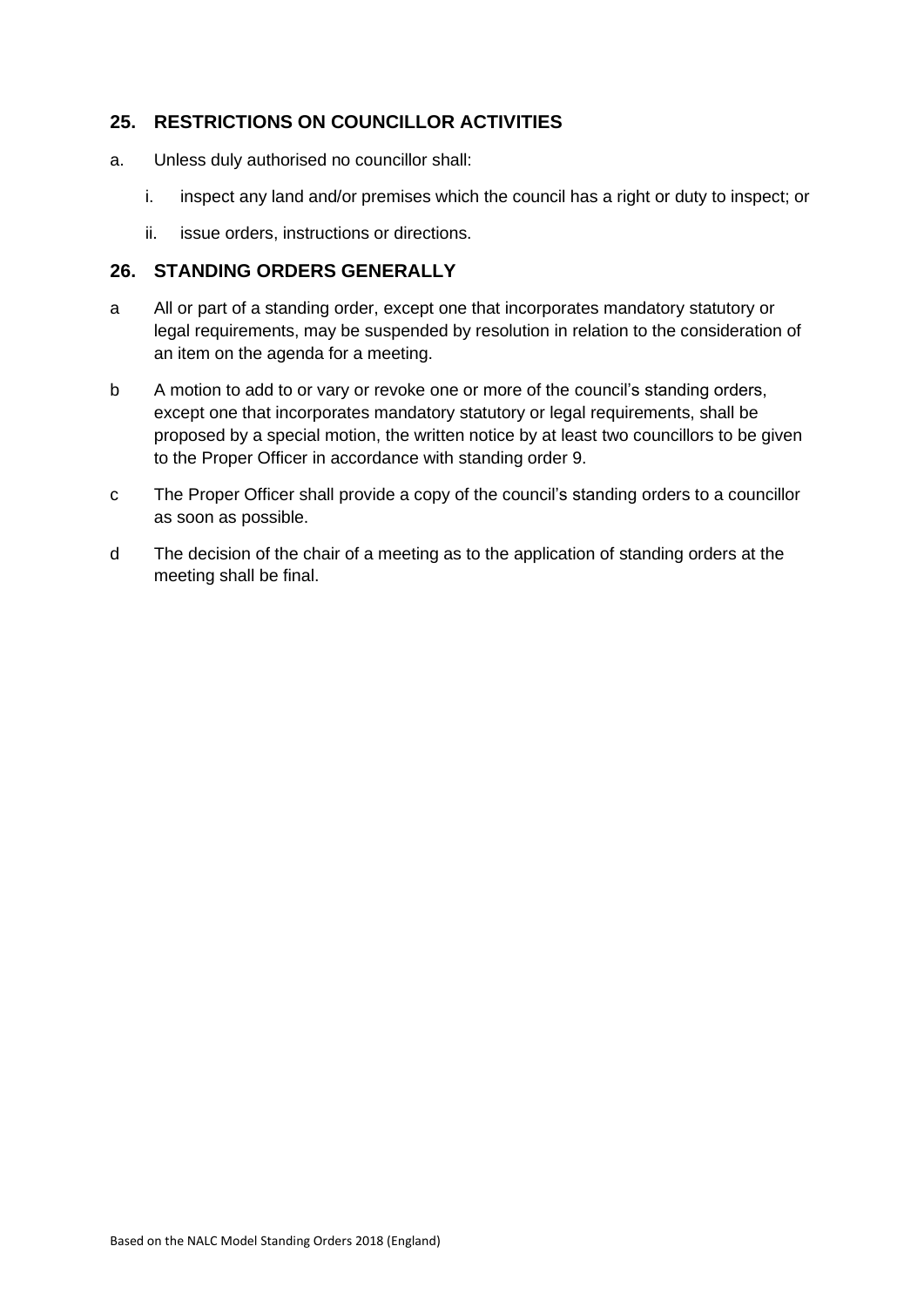## 25. RESTRICTIONS ON COUNCILLOR ACTIVITIES

a. Unless duly authorised no councillor shall:

   i. inspect any land and/or premises which the council has a right or duty to inspect; or

   ii. issue orders, instructions or directions.

## 26. STANDING ORDERS GENERALLY

a All or part of a standing order, except one that incorporates mandatory statutory or legal requirements, may be suspended by resolution in relation to the consideration of an item on the agenda for a meeting.

b A motion to add to or vary or revoke one or more of the council's standing orders, except one that incorporates mandatory statutory or legal requirements, shall be proposed by a special motion, the written notice by at least two councillors to be given to the Proper Officer in accordance with standing order 9.

c The Proper Officer shall provide a copy of the council's standing orders to a councillor as soon as possible.

d The decision of the chair of a meeting as to the application of standing orders at the meeting shall be final.